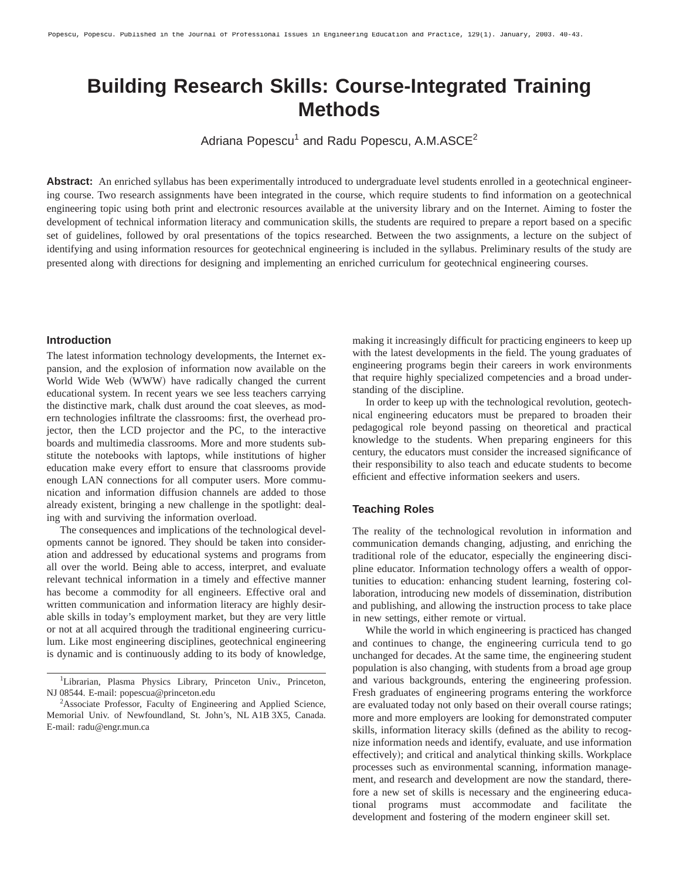# Building Research Skills: Course-Integrated Training Methods

Adriana Popescu[1] and Radu Popescu, A.M.ASCE[2]

**Abstract:** An enriched syllabus has been experimentally introduced to undergraduate level students enrolled in a geotechnical engineering course. Two research assignments have been integrated in the course, which require students to find information on a geotechnical engineering topic using both print and electronic resources available at the university library and on the Internet. Aiming to foster the development of technical information literacy and communication skills, the students are required to prepare a report based on a specific set of guidelines, followed by oral presentations of the topics researched. Between the two assignments, a lecture on the subject of identifying and using information resources for geotechnical engineering is included in the syllabus. Preliminary results of the study are presented along with directions for designing and implementing an enriched curriculum for geotechnical engineering courses.

## Introduction

The latest information technology developments, the Internet expansion, and the explosion of information now available on the World Wide Web (WWW) have radically changed the current educational system. In recent years we see less teachers carrying the distinctive mark, chalk dust around the coat sleeves, as modern technologies infiltrate the classrooms: first, the overhead projector, then the LCD projector and the PC, to the interactive boards and multimedia classrooms. More and more students substitute the notebooks with laptops, while institutions of higher education make every effort to ensure that classrooms provide enough LAN connections for all computer users. More communication and information diffusion channels are added to those already existent, bringing a new challenge in the spotlight: dealing with and surviving the information overload.

The consequences and implications of the technological developments cannot be ignored. They should be taken into consideration and addressed by educational systems and programs from all over the world. Being able to access, interpret, and evaluate relevant technical information in a timely and effective manner has become a commodity for all engineers. Effective oral and written communication and information literacy are highly desirable skills in today's employment market, but they are very little or not at all acquired through the traditional engineering curriculum. Like most engineering disciplines, geotechnical engineering is dynamic and is continuously adding to its body of knowledge, making it increasingly difficult for practicing engineers to keep up with the latest developments in the field. The young graduates of engineering programs begin their careers in work environments that require highly specialized competencies and a broad understanding of the discipline.

In order to keep up with the technological revolution, geotechnical engineering educators must be prepared to broaden their pedagogical role beyond passing on theoretical and practical knowledge to the students. When preparing engineers for this century, the educators must consider the increased significance of their responsibility to also teach and educate students to become efficient and effective information seekers and users.

## Teaching Roles

The reality of the technological revolution in information and communication demands changing, adjusting, and enriching the traditional role of the educator, especially the engineering discipline educator. Information technology offers a wealth of opportunities to education: enhancing student learning, fostering collaboration, introducing new models of dissemination, distribution and publishing, and allowing the instruction process to take place in new settings, either remote or virtual.

While the world in which engineering is practiced has changed and continues to change, the engineering curricula tend to go unchanged for decades. At the same time, the engineering student population is also changing, with students from a broad age group and various backgrounds, entering the engineering profession. Fresh graduates of engineering programs entering the workforce are evaluated today not only based on their overall course ratings; more and more employers are looking for demonstrated computer skills, information literacy skills (defined as the ability to recognize information needs and identify, evaluate, and use information effectively); and critical and analytical thinking skills. Workplace processes such as environmental scanning, information management, and research and development are now the standard, therefore a new set of skills is necessary and the engineering educational programs must accommodate and facilitate the development and fostering of the modern engineer skill set.

---

[1] Librarian, Plasma Physics Library, Princeton Univ., Princeton, NJ 08544. E-mail: popescua@princeton.edu

[2] Associate Professor, Faculty of Engineering and Applied Science, Memorial Univ. of Newfoundland, St. John's, NL A1B 3X5, Canada. E-mail: radu@engr.mun.ca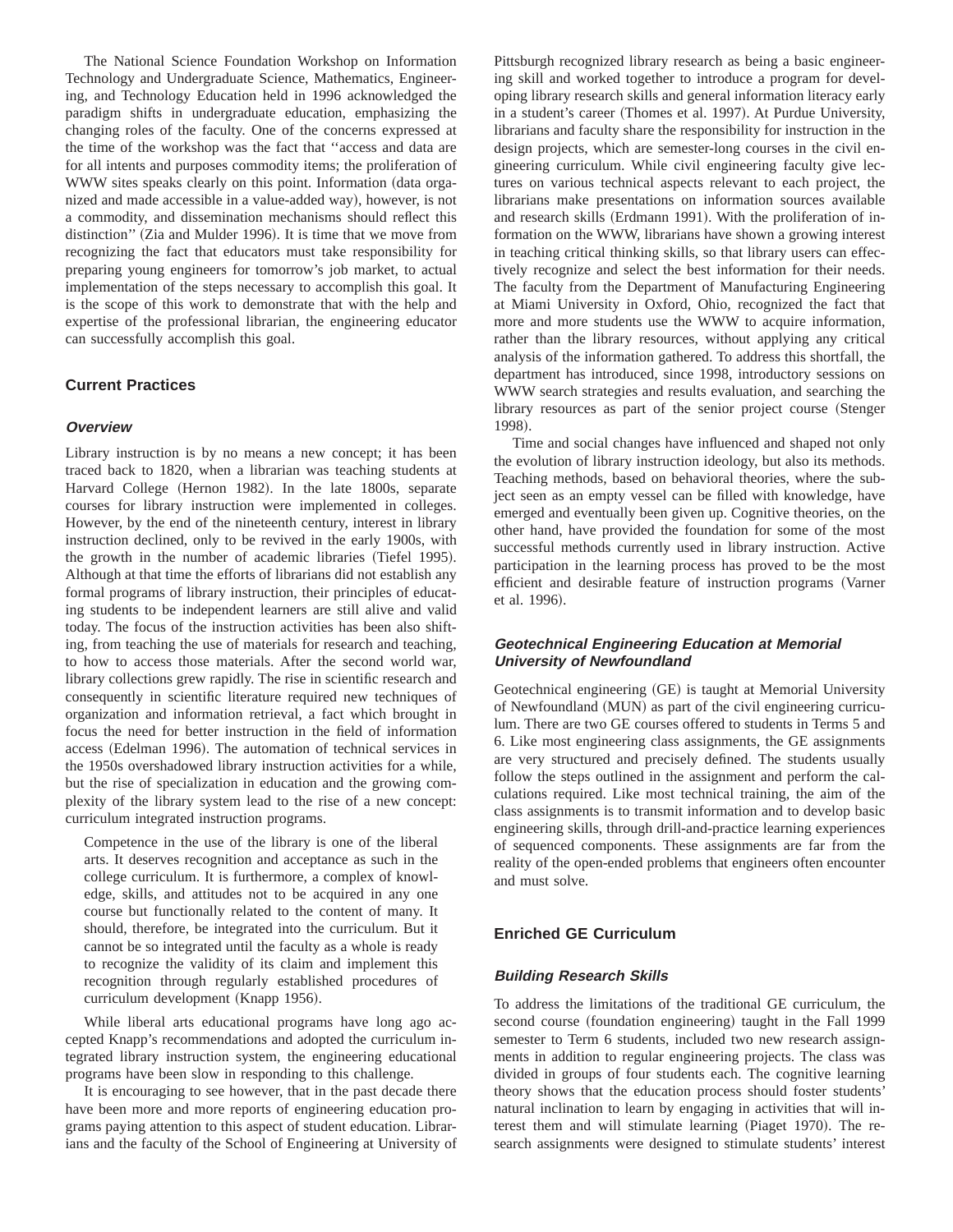The National Science Foundation Workshop on Information Technology and Undergraduate Science, Mathematics, Engineering, and Technology Education held in 1996 acknowledged the paradigm shifts in undergraduate education, emphasizing the changing roles of the faculty. One of the concerns expressed at the time of the workshop was the fact that ''access and data are for all intents and purposes commodity items; the proliferation of WWW sites speaks clearly on this point. Information (data organized and made accessible in a value-added way), however, is not a commodity, and dissemination mechanisms should reflect this distinction'' (Zia and Mulder 1996). It is time that we move from recognizing the fact that educators must take responsibility for preparing young engineers for tomorrow's job market, to actual implementation of the steps necessary to accomplish this goal. It is the scope of this work to demonstrate that with the help and expertise of the professional librarian, the engineering educator can successfully accomplish this goal.

## Current Practices

### *Overview*

Library instruction is by no means a new concept; it has been traced back to 1820, when a librarian was teaching students at Harvard College (Hernon 1982). In the late 1800s, separate courses for library instruction were implemented in colleges. However, by the end of the nineteenth century, interest in library instruction declined, only to be revived in the early 1900s, with the growth in the number of academic libraries (Tiefel 1995). Although at that time the efforts of librarians did not establish any formal programs of library instruction, their principles of educating students to be independent learners are still alive and valid today. The focus of the instruction activities has been also shifting, from teaching the use of materials for research and teaching, to how to access those materials. After the second world war, library collections grew rapidly. The rise in scientific research and consequently in scientific literature required new techniques of organization and information retrieval, a fact which brought in focus the need for better instruction in the field of information access (Edelman 1996). The automation of technical services in the 1950s overshadowed library instruction activities for a while, but the rise of specialization in education and the growing complexity of the library system lead to the rise of a new concept: curriculum integrated instruction programs.

> Competence in the use of the library is one of the liberal arts. It deserves recognition and acceptance as such in the college curriculum. It is furthermore, a complex of knowledge, skills, and attitudes not to be acquired in any one course but functionally related to the content of many. It should, therefore, be integrated into the curriculum. But it cannot be so integrated until the faculty as a whole is ready to recognize the validity of its claim and implement this recognition through regularly established procedures of curriculum development (Knapp 1956).

While liberal arts educational programs have long ago accepted Knapp's recommendations and adopted the curriculum integrated library instruction system, the engineering educational programs have been slow in responding to this challenge.

It is encouraging to see however, that in the past decade there have been more and more reports of engineering education programs paying attention to this aspect of student education. Librarians and the faculty of the School of Engineering at University of Pittsburgh recognized library research as being a basic engineering skill and worked together to introduce a program for developing library research skills and general information literacy early in a student's career (Thomes et al. 1997). At Purdue University, librarians and faculty share the responsibility for instruction in the design projects, which are semester-long courses in the civil engineering curriculum. While civil engineering faculty give lectures on various technical aspects relevant to each project, the librarians make presentations on information sources available and research skills (Erdmann 1991). With the proliferation of information on the WWW, librarians have shown a growing interest in teaching critical thinking skills, so that library users can effectively recognize and select the best information for their needs. The faculty from the Department of Manufacturing Engineering at Miami University in Oxford, Ohio, recognized the fact that more and more students use the WWW to acquire information, rather than the library resources, without applying any critical analysis of the information gathered. To address this shortfall, the department has introduced, since 1998, introductory sessions on WWW search strategies and results evaluation, and searching the library resources as part of the senior project course (Stenger 1998).

Time and social changes have influenced and shaped not only the evolution of library instruction ideology, but also its methods. Teaching methods, based on behavioral theories, where the subject seen as an empty vessel can be filled with knowledge, have emerged and eventually been given up. Cognitive theories, on the other hand, have provided the foundation for some of the most successful methods currently used in library instruction. Active participation in the learning process has proved to be the most efficient and desirable feature of instruction programs (Varner et al. 1996).

### *Geotechnical Engineering Education at Memorial University of Newfoundland*

Geotechnical engineering (GE) is taught at Memorial University of Newfoundland (MUN) as part of the civil engineering curriculum. There are two GE courses offered to students in Terms 5 and 6. Like most engineering class assignments, the GE assignments are very structured and precisely defined. The students usually follow the steps outlined in the assignment and perform the calculations required. Like most technical training, the aim of the class assignments is to transmit information and to develop basic engineering skills, through drill-and-practice learning experiences of sequenced components. These assignments are far from the reality of the open-ended problems that engineers often encounter and must solve.

## Enriched GE Curriculum

### *Building Research Skills*

To address the limitations of the traditional GE curriculum, the second course (foundation engineering) taught in the Fall 1999 semester to Term 6 students, included two new research assignments in addition to regular engineering projects. The class was divided in groups of four students each. The cognitive learning theory shows that the education process should foster students' natural inclination to learn by engaging in activities that will interest them and will stimulate learning (Piaget 1970). The research assignments were designed to stimulate students' interest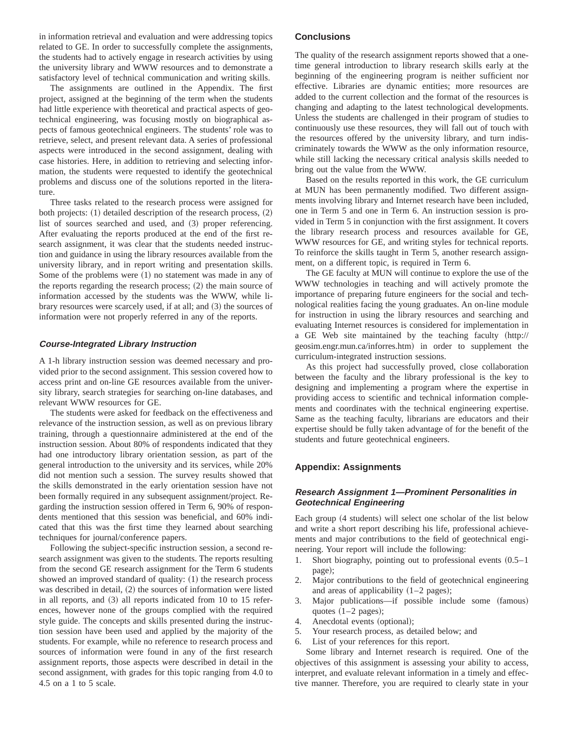in information retrieval and evaluation and were addressing topics related to GE. In order to successfully complete the assignments, the students had to actively engage in research activities by using the university library and WWW resources and to demonstrate a satisfactory level of technical communication and writing skills.

The assignments are outlined in the Appendix. The first project, assigned at the beginning of the term when the students had little experience with theoretical and practical aspects of geotechnical engineering, was focusing mostly on biographical aspects of famous geotechnical engineers. The students' role was to retrieve, select, and present relevant data. A series of professional aspects were introduced in the second assignment, dealing with case histories. Here, in addition to retrieving and selecting information, the students were requested to identify the geotechnical problems and discuss one of the solutions reported in the literature.

Three tasks related to the research process were assigned for both projects: (1) detailed description of the research process, (2) list of sources searched and used, and (3) proper referencing. After evaluating the reports produced at the end of the first research assignment, it was clear that the students needed instruction and guidance in using the library resources available from the university library, and in report writing and presentation skills. Some of the problems were (1) no statement was made in any of the reports regarding the research process; (2) the main source of information accessed by the students was the WWW, while library resources were scarcely used, if at all; and (3) the sources of information were not properly referred in any of the reports.

### *Course-Integrated Library Instruction*

A 1-h library instruction session was deemed necessary and provided prior to the second assignment. This session covered how to access print and on-line GE resources available from the university library, search strategies for searching on-line databases, and relevant WWW resources for GE.

The students were asked for feedback on the effectiveness and relevance of the instruction session, as well as on previous library training, through a questionnaire administered at the end of the instruction session. About 80% of respondents indicated that they had one introductory library orientation session, as part of the general introduction to the university and its services, while 20% did not mention such a session. The survey results showed that the skills demonstrated in the early orientation session have not been formally required in any subsequent assignment/project. Regarding the instruction session offered in Term 6, 90% of respondents mentioned that this session was beneficial, and 60% indicated that this was the first time they learned about searching techniques for journal/conference papers.

Following the subject-specific instruction session, a second research assignment was given to the students. The reports resulting from the second GE research assignment for the Term 6 students showed an improved standard of quality: (1) the research process was described in detail, (2) the sources of information were listed in all reports, and (3) all reports indicated from 10 to 15 references, however none of the groups complied with the required style guide. The concepts and skills presented during the instruction session have been used and applied by the majority of the students. For example, while no reference to research process and sources of information were found in any of the first research assignment reports, those aspects were described in detail in the second assignment, with grades for this topic ranging from 4.0 to 4.5 on a 1 to 5 scale.

## Conclusions

The quality of the research assignment reports showed that a one-time general introduction to library research skills early at the beginning of the engineering program is neither sufficient nor effective. Libraries are dynamic entities; more resources are added to the current collection and the format of the resources is changing and adapting to the latest technological developments. Unless the students are challenged in their program of studies to continuously use these resources, they will fall out of touch with the resources offered by the university library, and turn indiscriminately towards the WWW as the only information resource, while still lacking the necessary critical analysis skills needed to bring out the value from the WWW.

Based on the results reported in this work, the GE curriculum at MUN has been permanently modified. Two different assignments involving library and Internet research have been included, one in Term 5 and one in Term 6. An instruction session is provided in Term 5 in conjunction with the first assignment. It covers the library research process and resources available for GE, WWW resources for GE, and writing styles for technical reports. To reinforce the skills taught in Term 5, another research assignment, on a different topic, is required in Term 6.

The GE faculty at MUN will continue to explore the use of the WWW technologies in teaching and will actively promote the importance of preparing future engineers for the social and technological realities facing the young graduates. An on-line module for instruction in using the library resources and searching and evaluating Internet resources is considered for implementation in a GE Web site maintained by the teaching faculty (http://geosim.engr.mun.ca/inforres.htm) in order to supplement the curriculum-integrated instruction sessions.

As this project had successfully proved, close collaboration between the faculty and the library professional is the key to designing and implementing a program where the expertise in providing access to scientific and technical information complements and coordinates with the technical engineering expertise. Same as the teaching faculty, librarians are educators and their expertise should be fully taken advantage of for the benefit of the students and future geotechnical engineers.

## Appendix: Assignments

### *Research Assignment 1—Prominent Personalities in Geotechnical Engineering*

Each group (4 students) will select one scholar of the list below and write a short report describing his life, professional achievements and major contributions to the field of geotechnical engineering. Your report will include the following:

1. Short biography, pointing out to professional events (0.5–1 page);
2. Major contributions to the field of geotechnical engineering and areas of applicability (1–2 pages);
3. Major publications—if possible include some (famous) quotes (1–2 pages);
4. Anecdotal events (optional);
5. Your research process, as detailed below; and
6. List of your references for this report.

Some library and Internet research is required. One of the objectives of this assignment is assessing your ability to access, interpret, and evaluate relevant information in a timely and effective manner. Therefore, you are required to clearly state in your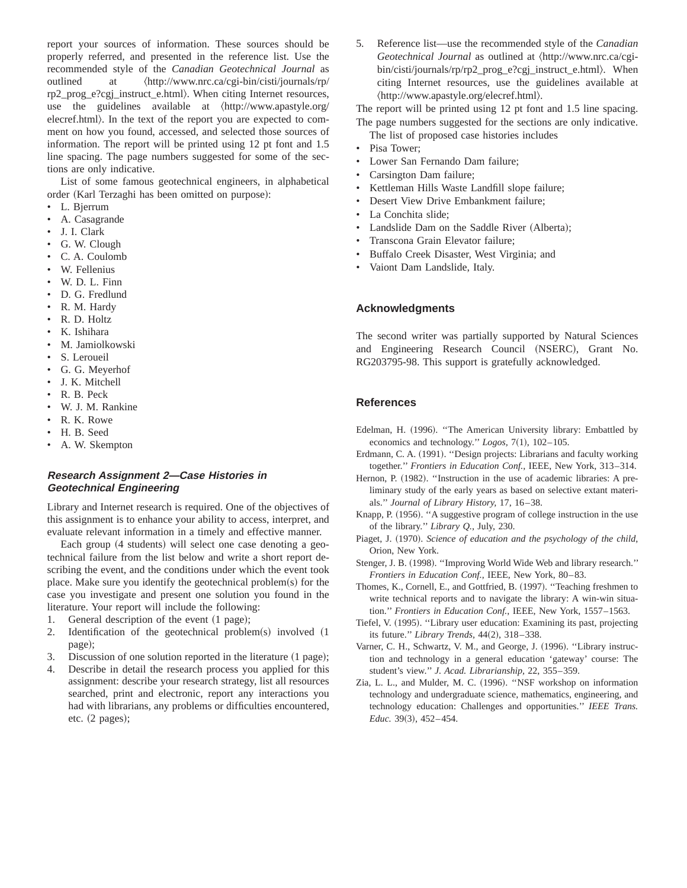report your sources of information. These sources should be properly referred, and presented in the reference list. Use the recommended style of the *Canadian Geotechnical Journal* as outlined at ⟨http://www.nrc.ca/cgi-bin/cisti/journals/rp/rp2_prog_e?cgj_instruct_e.html⟩. When citing Internet resources, use the guidelines available at ⟨http://www.apastyle.org/elecref.html⟩. In the text of the report you are expected to comment on how you found, accessed, and selected those sources of information. The report will be printed using 12 pt font and 1.5 line spacing. The page numbers suggested for some of the sections are only indicative.

List of some famous geotechnical engineers, in alphabetical order (Karl Terzaghi has been omitted on purpose):

- L. Bjerrum
- A. Casagrande
- J. I. Clark
- G. W. Clough
- C. A. Coulomb
- W. Fellenius
- W. D. L. Finn
- D. G. Fredlund
- R. M. Hardy
- R. D. Holtz
- K. Ishihara
- M. Jamiolkowski
- S. Leroueil
- G. G. Meyerhof
- J. K. Mitchell
- R. B. Peck
- W. J. M. Rankine
- R. K. Rowe
- H. B. Seed
- A. W. Skempton

### Research Assignment 2—Case Histories in Geotechnical Engineering

Library and Internet research is required. One of the objectives of this assignment is to enhance your ability to access, interpret, and evaluate relevant information in a timely and effective manner.

Each group (4 students) will select one case denoting a geotechnical failure from the list below and write a short report describing the event, and the conditions under which the event took place. Make sure you identify the geotechnical problem(s) for the case you investigate and present one solution you found in the literature. Your report will include the following:

1. General description of the event (1 page);
2. Identification of the geotechnical problem(s) involved (1 page);
3. Discussion of one solution reported in the literature (1 page);
4. Describe in detail the research process you applied for this assignment: describe your research strategy, list all resources searched, print and electronic, report any interactions you had with librarians, any problems or difficulties encountered, etc. (2 pages);
5. Reference list—use the recommended style of the *Canadian Geotechnical Journal* as outlined at ⟨http://www.nrc.ca/cgi-bin/cisti/journals/rp/rp2_prog_e?cgj_instruct_e.html⟩. When citing Internet resources, use the guidelines available at ⟨http://www.apastyle.org/elecref.html⟩.

The report will be printed using 12 pt font and 1.5 line spacing. The page numbers suggested for the sections are only indicative.

The list of proposed case histories includes

- Pisa Tower;
- Lower San Fernando Dam failure;
- Carsington Dam failure;
- Kettleman Hills Waste Landfill slope failure;
- Desert View Drive Embankment failure;
- La Conchita slide;
- Landslide Dam on the Saddle River (Alberta);
- Transcona Grain Elevator failure;
- Buffalo Creek Disaster, West Virginia; and
- Vaiont Dam Landslide, Italy.

## Acknowledgments

The second writer was partially supported by Natural Sciences and Engineering Research Council (NSERC), Grant No. RG203795-98. This support is gratefully acknowledged.

## References

Edelman, H. (1996). ''The American University library: Embattled by economics and technology.'' *Logos*, 7(1), 102–105.

Erdmann, C. A. (1991). ''Design projects: Librarians and faculty working together.'' *Frontiers in Education Conf.*, IEEE, New York, 313–314.

Hernon, P. (1982). ''Instruction in the use of academic libraries: A preliminary study of the early years as based on selective extant materials.'' *Journal of Library History*, 17, 16–38.

Knapp, P. (1956). ''A suggestive program of college instruction in the use of the library.'' *Library Q.*, July, 230.

Piaget, J. (1970). *Science of education and the psychology of the child*, Orion, New York.

Stenger, J. B. (1998). ''Improving World Wide Web and library research.'' *Frontiers in Education Conf.*, IEEE, New York, 80–83.

Thomes, K., Cornell, E., and Gottfried, B. (1997). ''Teaching freshmen to write technical reports and to navigate the library: A win-win situation.'' *Frontiers in Education Conf.*, IEEE, New York, 1557–1563.

Tiefel, V. (1995). ''Library user education: Examining its past, projecting its future.'' *Library Trends*, 44(2), 318–338.

Varner, C. H., Schwartz, V. M., and George, J. (1996). ''Library instruction and technology in a general education 'gateway' course: The student's view.'' *J. Acad. Librarianship*, 22, 355–359.

Zia, L. L., and Mulder, M. C. (1996). ''NSF workshop on information technology and undergraduate science, mathematics, engineering, and technology education: Challenges and opportunities.'' *IEEE Trans. Educ.* 39(3), 452–454.